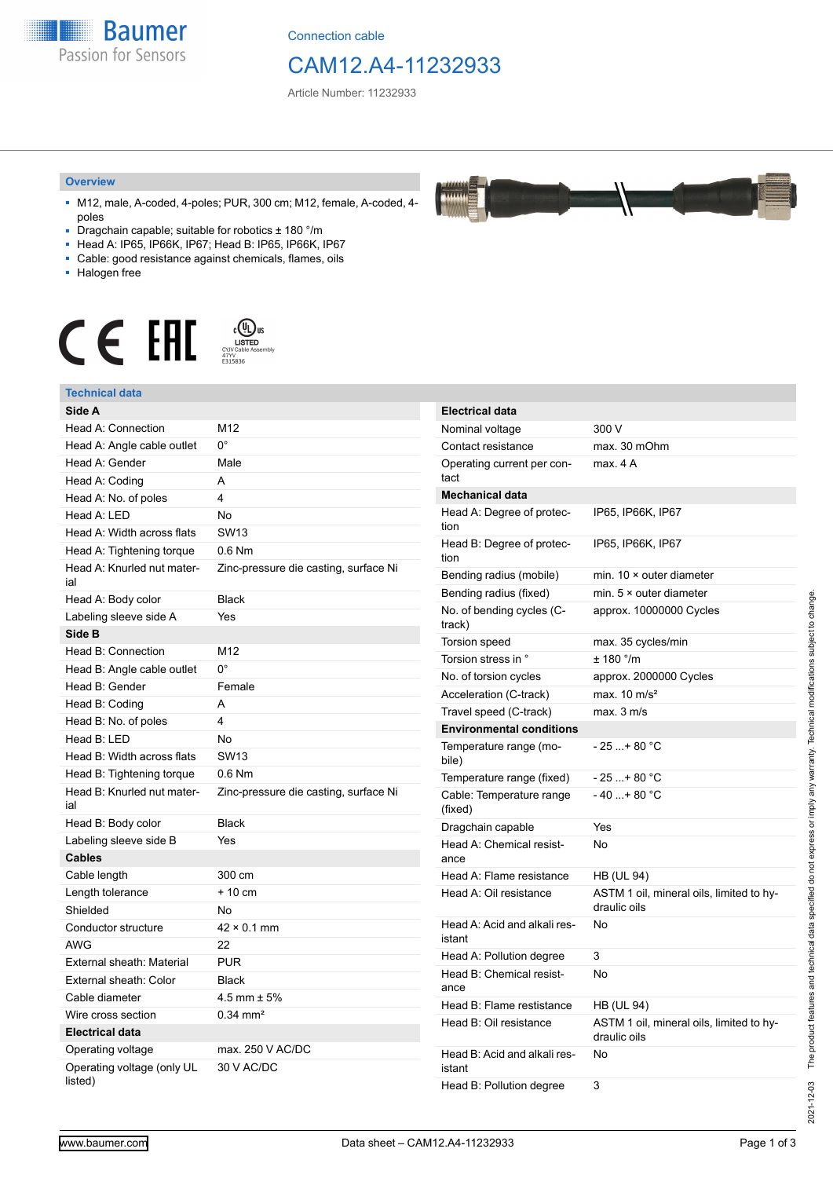Connection cable

# CAM12.A4-11232933

Article Number: 11232933

## Overview

- M12, male, A-coded, 4-poles; PUR, 300 cm; M12, female, A-coded, 4-poles
- Dragchain capable; suitable for robotics ± 180 °/m
- Head A: IP65, IP66K, IP67; Head B: IP65, IP66K, IP67
- Cable: good resistance against chemicals, flames, oils
- Halogen free

## Technical data

| Side A | |
|---|---|
| Head A: Connection | M12 |
| Head A: Angle cable outlet | 0° |
| Head A: Gender | Male |
| Head A: Coding | A |
| Head A: No. of poles | 4 |
| Head A: LED | No |
| Head A: Width across flats | SW13 |
| Head A: Tightening torque | 0.6 Nm |
| Head A: Knurled nut material | Zinc-pressure die casting, surface Ni |
| Head A: Body color | Black |
| Labeling sleeve side A | Yes |
| **Side B** | |
| Head B: Connection | M12 |
| Head B: Angle cable outlet | 0° |
| Head B: Gender | Female |
| Head B: Coding | A |
| Head B: No. of poles | 4 |
| Head B: LED | No |
| Head B: Width across flats | SW13 |
| Head B: Tightening torque | 0.6 Nm |
| Head B: Knurled nut material | Zinc-pressure die casting, surface Ni |
| Head B: Body color | Black |
| Labeling sleeve side B | Yes |
| **Cables** | |
| Cable length | 300 cm |
| Length tolerance | + 10 cm |
| Shielded | No |
| Conductor structure | 42 × 0.1 mm |
| AWG | 22 |
| External sheath: Material | PUR |
| External sheath: Color | Black |
| Cable diameter | 4.5 mm ± 5% |
| Wire cross section | 0.34 mm² |
| **Electrical data** | |
| Operating voltage | max. 250 V AC/DC |
| Operating voltage (only UL listed) | 30 V AC/DC |

| Electrical data | |
|---|---|
| Nominal voltage | 300 V |
| Contact resistance | max. 30 mOhm |
| Operating current per contact | max. 4 A |
| **Mechanical data** | |
| Head A: Degree of protection | IP65, IP66K, IP67 |
| Head B: Degree of protection | IP65, IP66K, IP67 |
| Bending radius (mobile) | min. 10 × outer diameter |
| Bending radius (fixed) | min. 5 × outer diameter |
| No. of bending cycles (C-track) | approx. 10000000 Cycles |
| Torsion speed | max. 35 cycles/min |
| Torsion stress in ° | ± 180 °/m |
| No. of torsion cycles | approx. 2000000 Cycles |
| Acceleration (C-track) | max. 10 m/s² |
| Travel speed (C-track) | max. 3 m/s |
| **Environmental conditions** | |
| Temperature range (mobile) | - 25 ...+ 80 °C |
| Temperature range (fixed) | - 25 ...+ 80 °C |
| Cable: Temperature range (fixed) | - 40 ...+ 80 °C |
| Dragchain capable | Yes |
| Head A: Chemical resistance | No |
| Head A: Flame resistance | HB (UL 94) |
| Head A: Oil resistance | ASTM 1 oil, mineral oils, limited to hydraulic oils |
| Head A: Acid and alkali resistant | No |
| Head A: Pollution degree | 3 |
| Head B: Chemical resistance | No |
| Head B: Flame resistance | HB (UL 94) |
| Head B: Oil resistance | ASTM 1 oil, mineral oils, limited to hydraulic oils |
| Head B: Acid and alkali resistant | No |
| Head B: Pollution degree | 3 |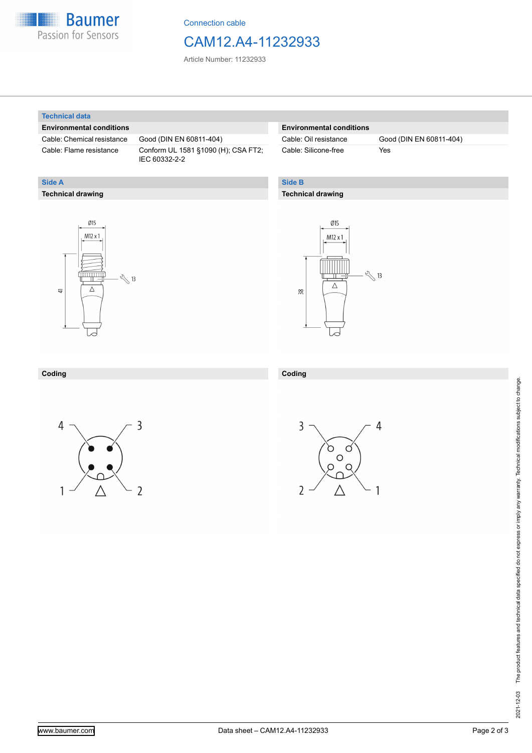Connection cable

# CAM12.A4-11232933

Article Number: 11232933

## Technical data

| Environmental conditions | |
|---|---|
| Cable: Chemical resistance | Good (DIN EN 60811-404) |
| Cable: Flame resistance | Conform UL 1581 §1090 (H); CSA FT2; IEC 60332-2-2 |

| Environmental conditions | |
|---|---|
| Cable: Oil resistance | Good (DIN EN 60811-404) |
| Cable: Silicone-free | Yes |

## Side A

### Technical drawing

Ø15
M12 x 1
13
41

### Coding

4 3
1 2

## Side B

### Technical drawing

Ø15
M12 x 1
13
38

### Coding

3 4
2 1

2021-12-03 The product features and technical data specified do not express or imply any warranty. Technical modifications subject to change.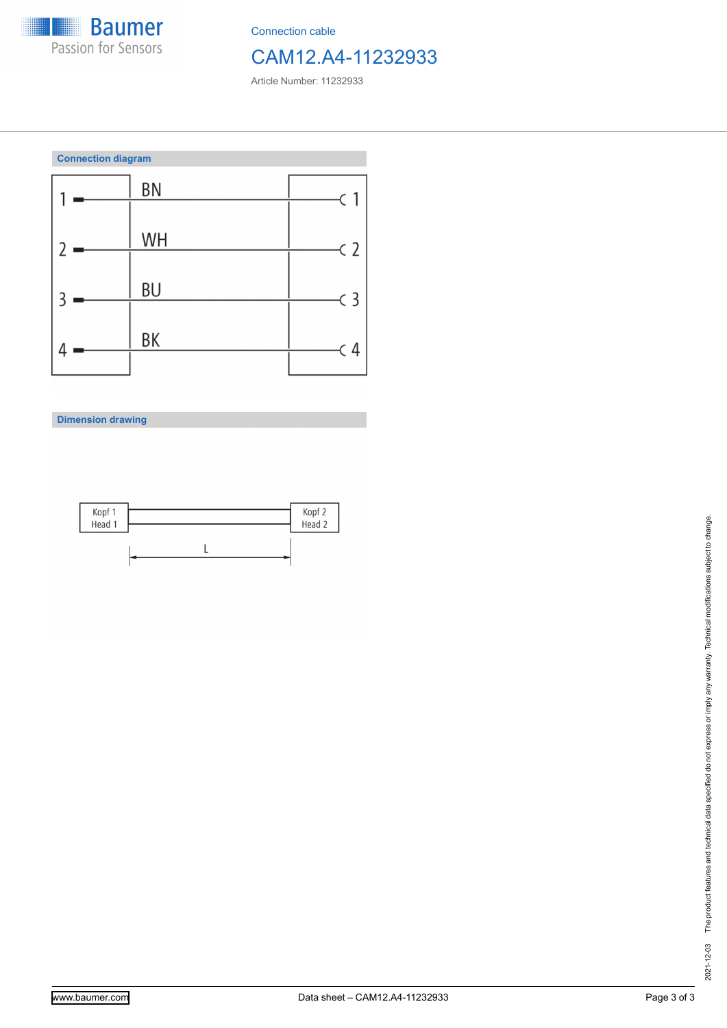Connection cable

# CAM12.A4-11232933

Article Number: 11232933

## Connection diagram

1 BN 1
2 WH 2
3 BU 3
4 BK 4

## Dimension drawing

Kopf 1
Head 1

Kopf 2
Head 2

L

The product features and technical data specified do not express or imply any warranty. Technical modifications subject to change.

2021-12-03